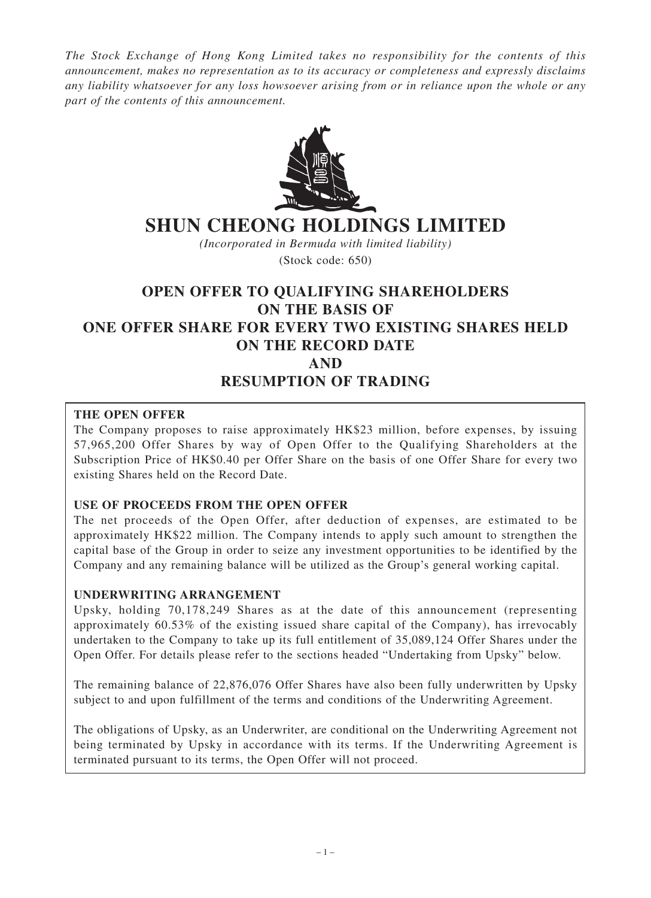*The Stock Exchange of Hong Kong Limited takes no responsibility for the contents of this announcement, makes no representation as to its accuracy or completeness and expressly disclaims any liability whatsoever for any loss howsoever arising from or in reliance upon the whole or any part of the contents of this announcement.*

# SHUN CHEONG HOLDINGS LIMITED

*(Incorporated in Bermuda with limited liability)*

(Stock code: 650)

## OPEN OFFER TO QUALIFYING SHAREHOLDERS ON THE BASIS OF ONE OFFER SHARE FOR EVERY TWO EXISTING SHARES HELD ON THE RECORD DATE AND RESUMPTION OF TRADING

**THE OPEN OFFER**

The Company proposes to raise approximately HK$23 million, before expenses, by issuing 57,965,200 Offer Shares by way of Open Offer to the Qualifying Shareholders at the Subscription Price of HK$0.40 per Offer Share on the basis of one Offer Share for every two existing Shares held on the Record Date.

**USE OF PROCEEDS FROM THE OPEN OFFER**

The net proceeds of the Open Offer, after deduction of expenses, are estimated to be approximately HK$22 million. The Company intends to apply such amount to strengthen the capital base of the Group in order to seize any investment opportunities to be identified by the Company and any remaining balance will be utilized as the Group's general working capital.

**UNDERWRITING ARRANGEMENT**

Upsky, holding 70,178,249 Shares as at the date of this announcement (representing approximately 60.53% of the existing issued share capital of the Company), has irrevocably undertaken to the Company to take up its full entitlement of 35,089,124 Offer Shares under the Open Offer. For details please refer to the sections headed "Undertaking from Upsky" below.

The remaining balance of 22,876,076 Offer Shares have also been fully underwritten by Upsky subject to and upon fulfillment of the terms and conditions of the Underwriting Agreement.

The obligations of Upsky, as an Underwriter, are conditional on the Underwriting Agreement not being terminated by Upsky in accordance with its terms. If the Underwriting Agreement is terminated pursuant to its terms, the Open Offer will not proceed.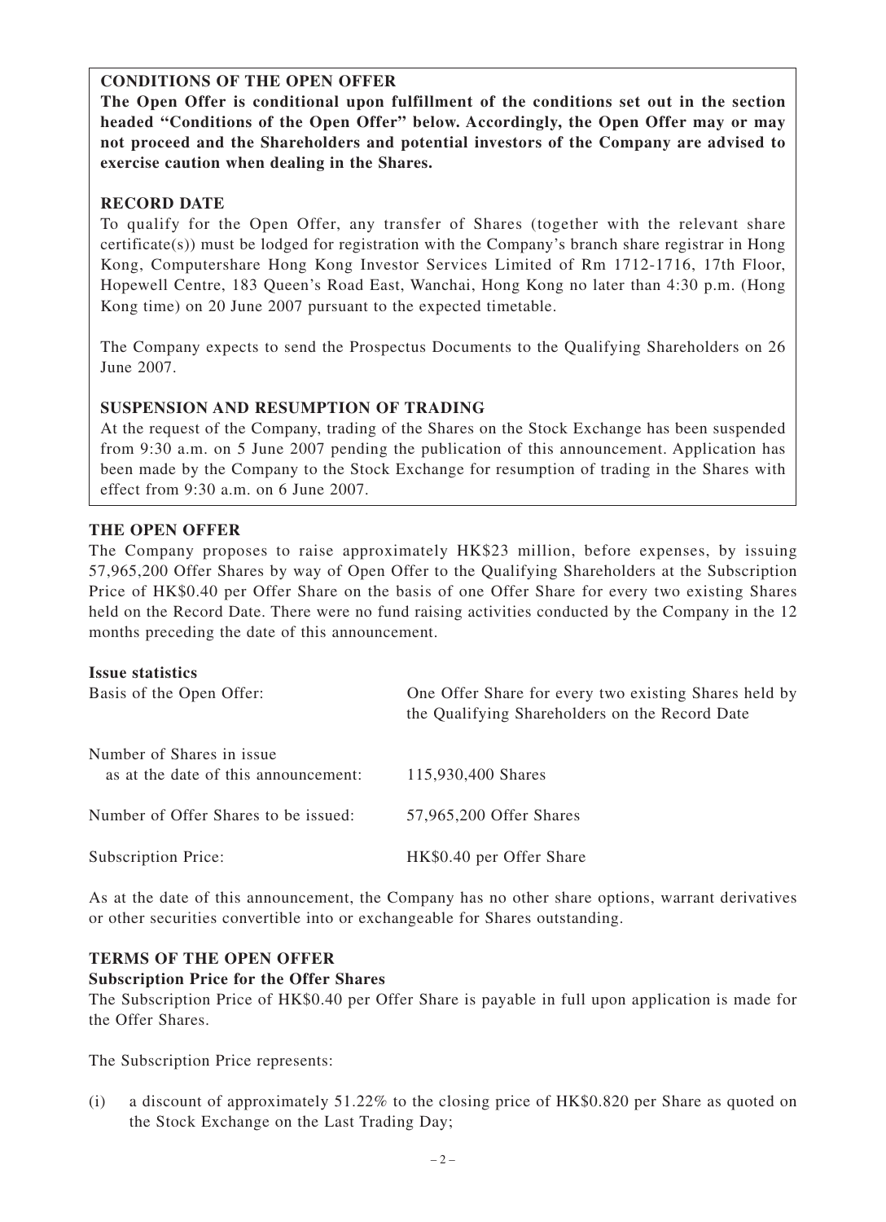**CONDITIONS OF THE OPEN OFFER**

**The Open Offer is conditional upon fulfillment of the conditions set out in the section headed "Conditions of the Open Offer" below. Accordingly, the Open Offer may or may not proceed and the Shareholders and potential investors of the Company are advised to exercise caution when dealing in the Shares.**

**RECORD DATE**

To qualify for the Open Offer, any transfer of Shares (together with the relevant share certificate(s)) must be lodged for registration with the Company's branch share registrar in Hong Kong, Computershare Hong Kong Investor Services Limited of Rm 1712-1716, 17th Floor, Hopewell Centre, 183 Queen's Road East, Wanchai, Hong Kong no later than 4:30 p.m. (Hong Kong time) on 20 June 2007 pursuant to the expected timetable.

The Company expects to send the Prospectus Documents to the Qualifying Shareholders on 26 June 2007.

**SUSPENSION AND RESUMPTION OF TRADING**

At the request of the Company, trading of the Shares on the Stock Exchange has been suspended from 9:30 a.m. on 5 June 2007 pending the publication of this announcement. Application has been made by the Company to the Stock Exchange for resumption of trading in the Shares with effect from 9:30 a.m. on 6 June 2007.

**THE OPEN OFFER**

The Company proposes to raise approximately HK$23 million, before expenses, by issuing 57,965,200 Offer Shares by way of Open Offer to the Qualifying Shareholders at the Subscription Price of HK$0.40 per Offer Share on the basis of one Offer Share for every two existing Shares held on the Record Date. There were no fund raising activities conducted by the Company in the 12 months preceding the date of this announcement.

**Issue statistics**

| | |
|---|---|
| Basis of the Open Offer: | One Offer Share for every two existing Shares held by the Qualifying Shareholders on the Record Date |
| Number of Shares in issue as at the date of this announcement: | 115,930,400 Shares |
| Number of Offer Shares to be issued: | 57,965,200 Offer Shares |
| Subscription Price: | HK$0.40 per Offer Share |

As at the date of this announcement, the Company has no other share options, warrant derivatives or other securities convertible into or exchangeable for Shares outstanding.

**TERMS OF THE OPEN OFFER**

**Subscription Price for the Offer Shares**

The Subscription Price of HK$0.40 per Offer Share is payable in full upon application is made for the Offer Shares.

The Subscription Price represents:

(i) a discount of approximately 51.22% to the closing price of HK$0.820 per Share as quoted on the Stock Exchange on the Last Trading Day;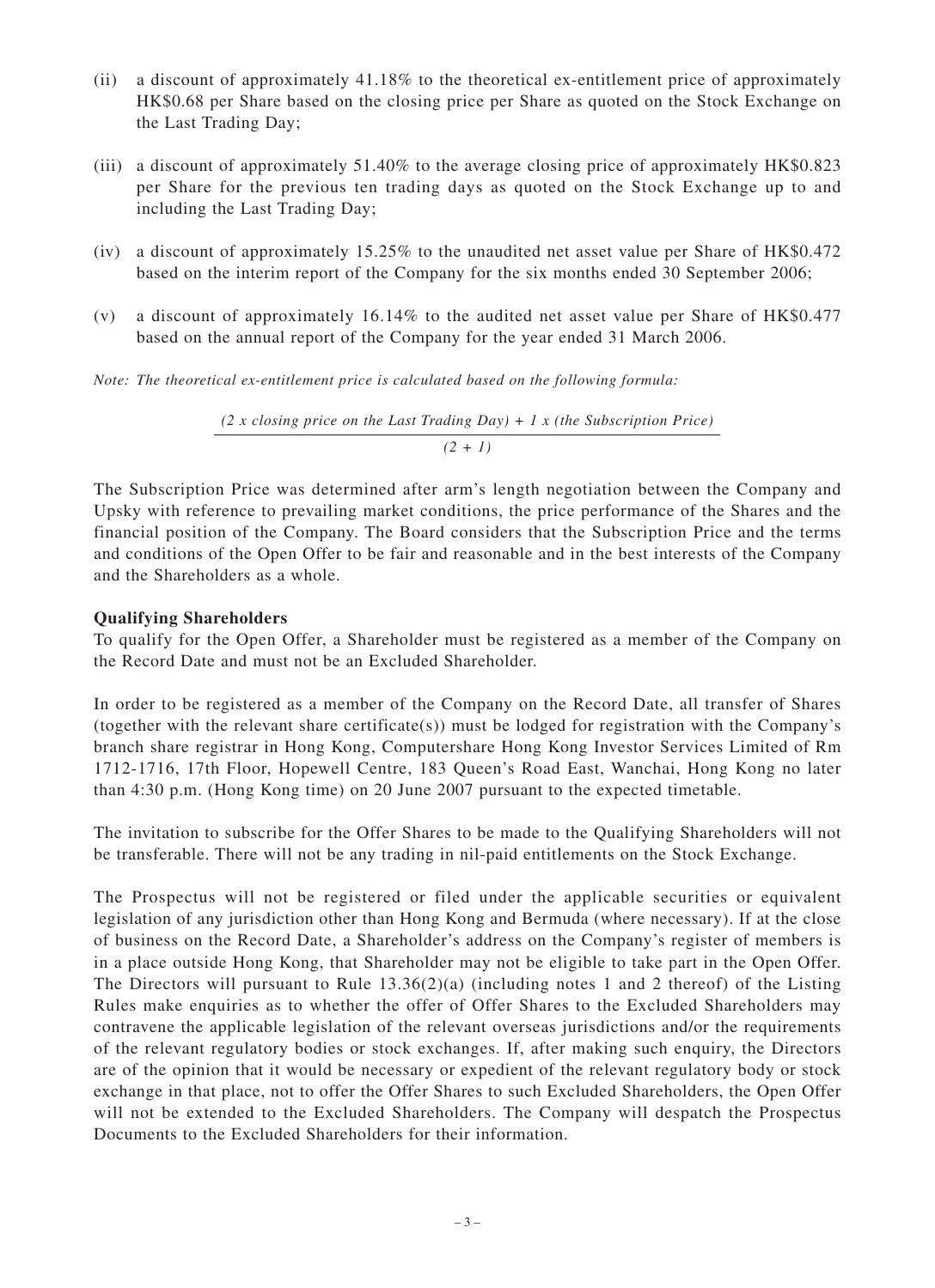(ii) a discount of approximately 41.18% to the theoretical ex-entitlement price of approximately HK$0.68 per Share based on the closing price per Share as quoted on the Stock Exchange on the Last Trading Day;

(iii) a discount of approximately 51.40% to the average closing price of approximately HK$0.823 per Share for the previous ten trading days as quoted on the Stock Exchange up to and including the Last Trading Day;

(iv) a discount of approximately 15.25% to the unaudited net asset value per Share of HK$0.472 based on the interim report of the Company for the six months ended 30 September 2006;

(v) a discount of approximately 16.14% to the audited net asset value per Share of HK$0.477 based on the annual report of the Company for the year ended 31 March 2006.

*Note: The theoretical ex-entitlement price is calculated based on the following formula:*

$$\frac{(2 \text{ x closing price on the Last Trading Day}) + 1 \text{ x (the Subscription Price)}}{(2 + 1)}$$

The Subscription Price was determined after arm's length negotiation between the Company and Upsky with reference to prevailing market conditions, the price performance of the Shares and the financial position of the Company. The Board considers that the Subscription Price and the terms and conditions of the Open Offer to be fair and reasonable and in the best interests of the Company and the Shareholders as a whole.

**Qualifying Shareholders**

To qualify for the Open Offer, a Shareholder must be registered as a member of the Company on the Record Date and must not be an Excluded Shareholder.

In order to be registered as a member of the Company on the Record Date, all transfer of Shares (together with the relevant share certificate(s)) must be lodged for registration with the Company's branch share registrar in Hong Kong, Computershare Hong Kong Investor Services Limited of Rm 1712-1716, 17th Floor, Hopewell Centre, 183 Queen's Road East, Wanchai, Hong Kong no later than 4:30 p.m. (Hong Kong time) on 20 June 2007 pursuant to the expected timetable.

The invitation to subscribe for the Offer Shares to be made to the Qualifying Shareholders will not be transferable. There will not be any trading in nil-paid entitlements on the Stock Exchange.

The Prospectus will not be registered or filed under the applicable securities or equivalent legislation of any jurisdiction other than Hong Kong and Bermuda (where necessary). If at the close of business on the Record Date, a Shareholder's address on the Company's register of members is in a place outside Hong Kong, that Shareholder may not be eligible to take part in the Open Offer. The Directors will pursuant to Rule 13.36(2)(a) (including notes 1 and 2 thereof) of the Listing Rules make enquiries as to whether the offer of Offer Shares to the Excluded Shareholders may contravene the applicable legislation of the relevant overseas jurisdictions and/or the requirements of the relevant regulatory bodies or stock exchanges. If, after making such enquiry, the Directors are of the opinion that it would be necessary or expedient of the relevant regulatory body or stock exchange in that place, not to offer the Offer Shares to such Excluded Shareholders, the Open Offer will not be extended to the Excluded Shareholders. The Company will despatch the Prospectus Documents to the Excluded Shareholders for their information.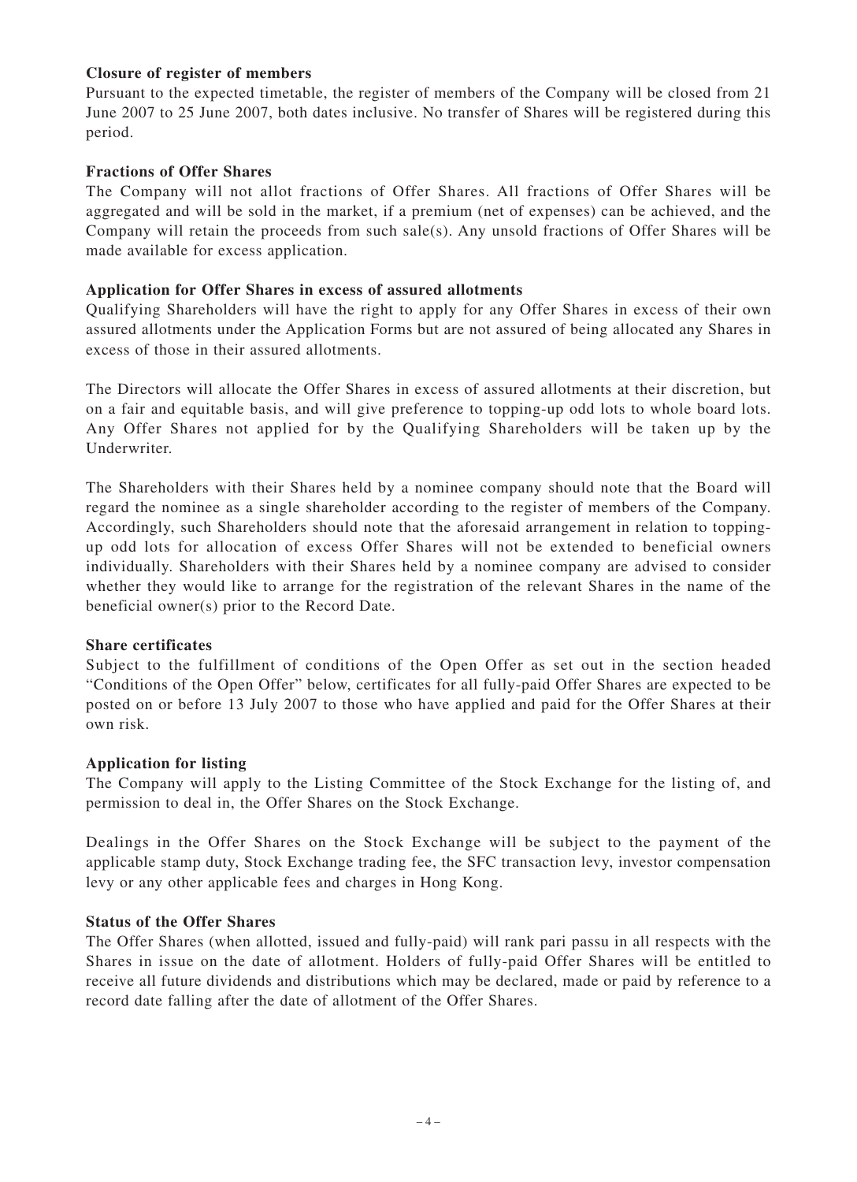**Closure of register of members**

Pursuant to the expected timetable, the register of members of the Company will be closed from 21 June 2007 to 25 June 2007, both dates inclusive. No transfer of Shares will be registered during this period.

**Fractions of Offer Shares**

The Company will not allot fractions of Offer Shares. All fractions of Offer Shares will be aggregated and will be sold in the market, if a premium (net of expenses) can be achieved, and the Company will retain the proceeds from such sale(s). Any unsold fractions of Offer Shares will be made available for excess application.

**Application for Offer Shares in excess of assured allotments**

Qualifying Shareholders will have the right to apply for any Offer Shares in excess of their own assured allotments under the Application Forms but are not assured of being allocated any Shares in excess of those in their assured allotments.

The Directors will allocate the Offer Shares in excess of assured allotments at their discretion, but on a fair and equitable basis, and will give preference to topping-up odd lots to whole board lots. Any Offer Shares not applied for by the Qualifying Shareholders will be taken up by the Underwriter.

The Shareholders with their Shares held by a nominee company should note that the Board will regard the nominee as a single shareholder according to the register of members of the Company. Accordingly, such Shareholders should note that the aforesaid arrangement in relation to topping-up odd lots for allocation of excess Offer Shares will not be extended to beneficial owners individually. Shareholders with their Shares held by a nominee company are advised to consider whether they would like to arrange for the registration of the relevant Shares in the name of the beneficial owner(s) prior to the Record Date.

**Share certificates**

Subject to the fulfillment of conditions of the Open Offer as set out in the section headed "Conditions of the Open Offer" below, certificates for all fully-paid Offer Shares are expected to be posted on or before 13 July 2007 to those who have applied and paid for the Offer Shares at their own risk.

**Application for listing**

The Company will apply to the Listing Committee of the Stock Exchange for the listing of, and permission to deal in, the Offer Shares on the Stock Exchange.

Dealings in the Offer Shares on the Stock Exchange will be subject to the payment of the applicable stamp duty, Stock Exchange trading fee, the SFC transaction levy, investor compensation levy or any other applicable fees and charges in Hong Kong.

**Status of the Offer Shares**

The Offer Shares (when allotted, issued and fully-paid) will rank pari passu in all respects with the Shares in issue on the date of allotment. Holders of fully-paid Offer Shares will be entitled to receive all future dividends and distributions which may be declared, made or paid by reference to a record date falling after the date of allotment of the Offer Shares.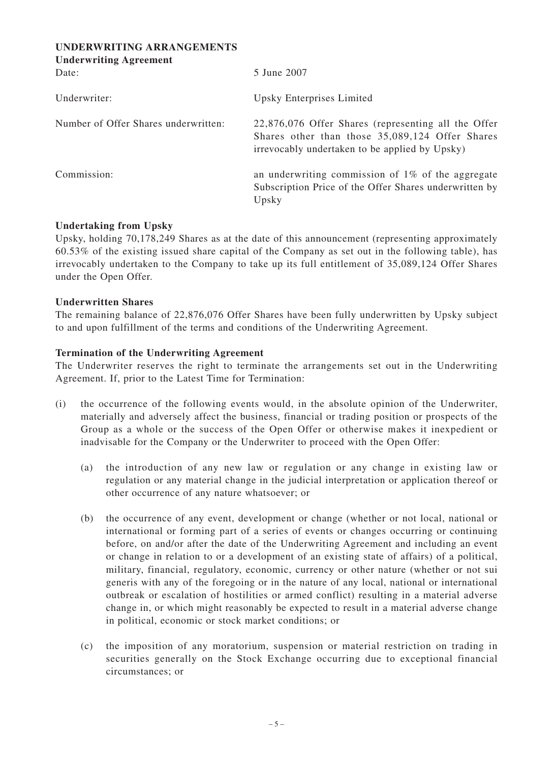## UNDERWRITING ARRANGEMENTS

### Underwriting Agreement

| | |
|---|---|
| Date: | 5 June 2007 |
| Underwriter: | Upsky Enterprises Limited |
| Number of Offer Shares underwritten: | 22,876,076 Offer Shares (representing all the Offer Shares other than those 35,089,124 Offer Shares irrevocably undertaken to be applied by Upsky) |
| Commission: | an underwriting commission of 1% of the aggregate Subscription Price of the Offer Shares underwritten by Upsky |

### Undertaking from Upsky

Upsky, holding 70,178,249 Shares as at the date of this announcement (representing approximately 60.53% of the existing issued share capital of the Company as set out in the following table), has irrevocably undertaken to the Company to take up its full entitlement of 35,089,124 Offer Shares under the Open Offer.

### Underwritten Shares

The remaining balance of 22,876,076 Offer Shares have been fully underwritten by Upsky subject to and upon fulfillment of the terms and conditions of the Underwriting Agreement.

### Termination of the Underwriting Agreement

The Underwriter reserves the right to terminate the arrangements set out in the Underwriting Agreement. If, prior to the Latest Time for Termination:

(i) the occurrence of the following events would, in the absolute opinion of the Underwriter, materially and adversely affect the business, financial or trading position or prospects of the Group as a whole or the success of the Open Offer or otherwise makes it inexpedient or inadvisable for the Company or the Underwriter to proceed with the Open Offer:

   (a) the introduction of any new law or regulation or any change in existing law or regulation or any material change in the judicial interpretation or application thereof or other occurrence of any nature whatsoever; or

   (b) the occurrence of any event, development or change (whether or not local, national or international or forming part of a series of events or changes occurring or continuing before, on and/or after the date of the Underwriting Agreement and including an event or change in relation to or a development of an existing state of affairs) of a political, military, financial, regulatory, economic, currency or other nature (whether or not sui generis with any of the foregoing or in the nature of any local, national or international outbreak or escalation of hostilities or armed conflict) resulting in a material adverse change in, or which might reasonably be expected to result in a material adverse change in political, economic or stock market conditions; or

   (c) the imposition of any moratorium, suspension or material restriction on trading in securities generally on the Stock Exchange occurring due to exceptional financial circumstances; or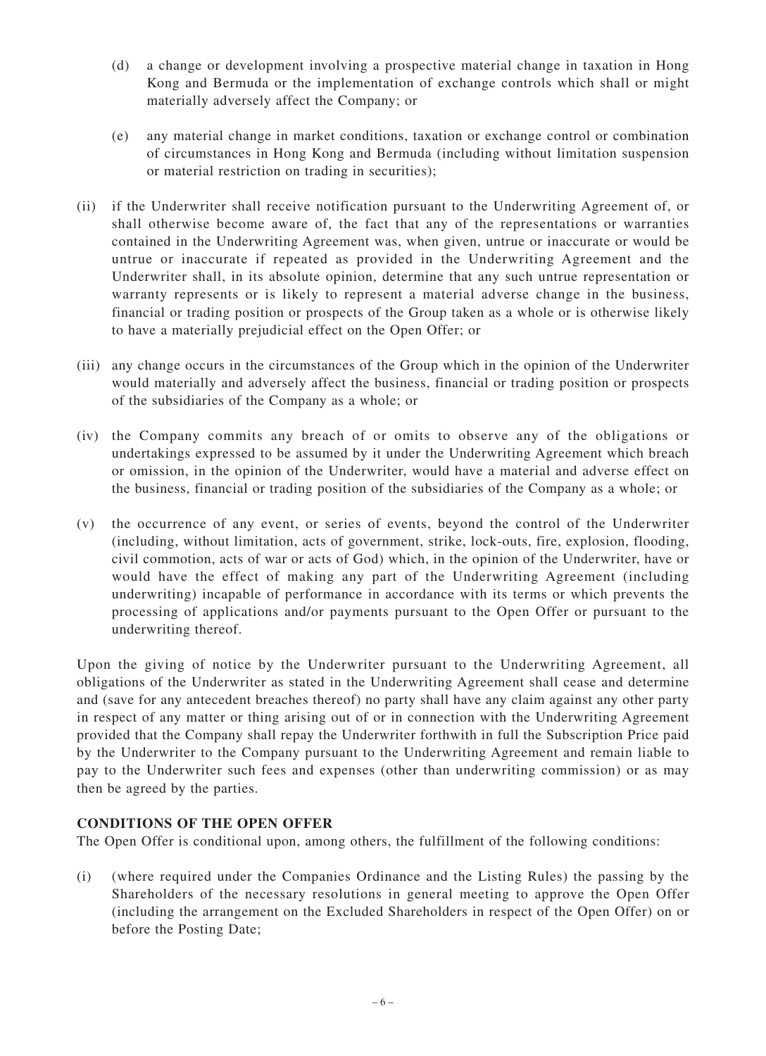(d) a change or development involving a prospective material change in taxation in Hong Kong and Bermuda or the implementation of exchange controls which shall or might materially adversely affect the Company; or

(e) any material change in market conditions, taxation or exchange control or combination of circumstances in Hong Kong and Bermuda (including without limitation suspension or material restriction on trading in securities);

(ii) if the Underwriter shall receive notification pursuant to the Underwriting Agreement of, or shall otherwise become aware of, the fact that any of the representations or warranties contained in the Underwriting Agreement was, when given, untrue or inaccurate or would be untrue or inaccurate if repeated as provided in the Underwriting Agreement and the Underwriter shall, in its absolute opinion, determine that any such untrue representation or warranty represents or is likely to represent a material adverse change in the business, financial or trading position or prospects of the Group taken as a whole or is otherwise likely to have a materially prejudicial effect on the Open Offer; or

(iii) any change occurs in the circumstances of the Group which in the opinion of the Underwriter would materially and adversely affect the business, financial or trading position or prospects of the subsidiaries of the Company as a whole; or

(iv) the Company commits any breach of or omits to observe any of the obligations or undertakings expressed to be assumed by it under the Underwriting Agreement which breach or omission, in the opinion of the Underwriter, would have a material and adverse effect on the business, financial or trading position of the subsidiaries of the Company as a whole; or

(v) the occurrence of any event, or series of events, beyond the control of the Underwriter (including, without limitation, acts of government, strike, lock-outs, fire, explosion, flooding, civil commotion, acts of war or acts of God) which, in the opinion of the Underwriter, have or would have the effect of making any part of the Underwriting Agreement (including underwriting) incapable of performance in accordance with its terms or which prevents the processing of applications and/or payments pursuant to the Open Offer or pursuant to the underwriting thereof.

Upon the giving of notice by the Underwriter pursuant to the Underwriting Agreement, all obligations of the Underwriter as stated in the Underwriting Agreement shall cease and determine and (save for any antecedent breaches thereof) no party shall have any claim against any other party in respect of any matter or thing arising out of or in connection with the Underwriting Agreement provided that the Company shall repay the Underwriter forthwith in full the Subscription Price paid by the Underwriter to the Company pursuant to the Underwriting Agreement and remain liable to pay to the Underwriter such fees and expenses (other than underwriting commission) or as may then be agreed by the parties.

**CONDITIONS OF THE OPEN OFFER**

The Open Offer is conditional upon, among others, the fulfillment of the following conditions:

(i) (where required under the Companies Ordinance and the Listing Rules) the passing by the Shareholders of the necessary resolutions in general meeting to approve the Open Offer (including the arrangement on the Excluded Shareholders in respect of the Open Offer) on or before the Posting Date;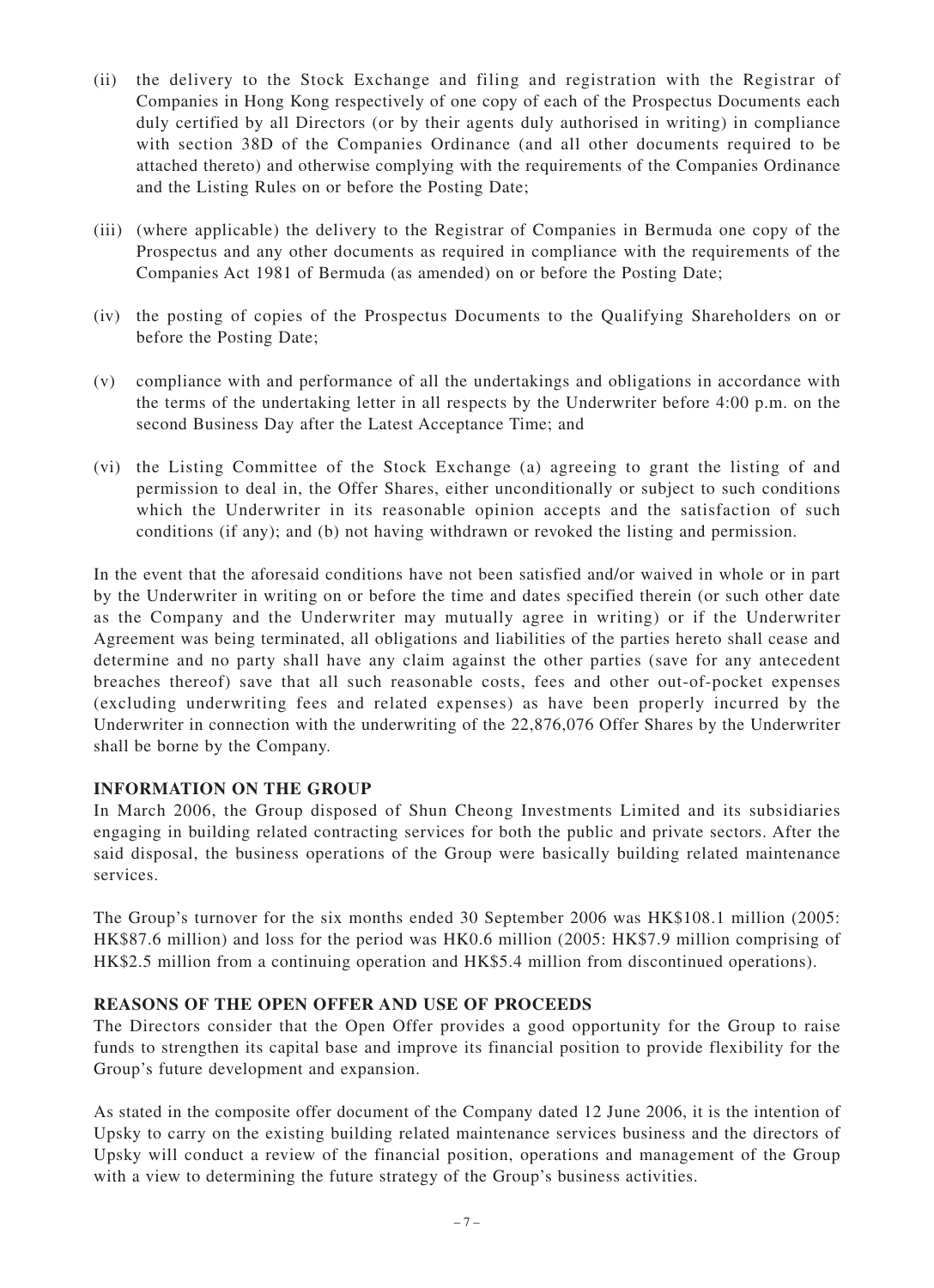(ii) the delivery to the Stock Exchange and filing and registration with the Registrar of Companies in Hong Kong respectively of one copy of each of the Prospectus Documents each duly certified by all Directors (or by their agents duly authorised in writing) in compliance with section 38D of the Companies Ordinance (and all other documents required to be attached thereto) and otherwise complying with the requirements of the Companies Ordinance and the Listing Rules on or before the Posting Date;

(iii) (where applicable) the delivery to the Registrar of Companies in Bermuda one copy of the Prospectus and any other documents as required in compliance with the requirements of the Companies Act 1981 of Bermuda (as amended) on or before the Posting Date;

(iv) the posting of copies of the Prospectus Documents to the Qualifying Shareholders on or before the Posting Date;

(v) compliance with and performance of all the undertakings and obligations in accordance with the terms of the undertaking letter in all respects by the Underwriter before 4:00 p.m. on the second Business Day after the Latest Acceptance Time; and

(vi) the Listing Committee of the Stock Exchange (a) agreeing to grant the listing of and permission to deal in, the Offer Shares, either unconditionally or subject to such conditions which the Underwriter in its reasonable opinion accepts and the satisfaction of such conditions (if any); and (b) not having withdrawn or revoked the listing and permission.

In the event that the aforesaid conditions have not been satisfied and/or waived in whole or in part by the Underwriter in writing on or before the time and dates specified therein (or such other date as the Company and the Underwriter may mutually agree in writing) or if the Underwriter Agreement was being terminated, all obligations and liabilities of the parties hereto shall cease and determine and no party shall have any claim against the other parties (save for any antecedent breaches thereof) save that all such reasonable costs, fees and other out-of-pocket expenses (excluding underwriting fees and related expenses) as have been properly incurred by the Underwriter in connection with the underwriting of the 22,876,076 Offer Shares by the Underwriter shall be borne by the Company.

**INFORMATION ON THE GROUP**

In March 2006, the Group disposed of Shun Cheong Investments Limited and its subsidiaries engaging in building related contracting services for both the public and private sectors. After the said disposal, the business operations of the Group were basically building related maintenance services.

The Group's turnover for the six months ended 30 September 2006 was HK$108.1 million (2005: HK$87.6 million) and loss for the period was HK0.6 million (2005: HK$7.9 million comprising of HK$2.5 million from a continuing operation and HK$5.4 million from discontinued operations).

**REASONS OF THE OPEN OFFER AND USE OF PROCEEDS**

The Directors consider that the Open Offer provides a good opportunity for the Group to raise funds to strengthen its capital base and improve its financial position to provide flexibility for the Group's future development and expansion.

As stated in the composite offer document of the Company dated 12 June 2006, it is the intention of Upsky to carry on the existing building related maintenance services business and the directors of Upsky will conduct a review of the financial position, operations and management of the Group with a view to determining the future strategy of the Group's business activities.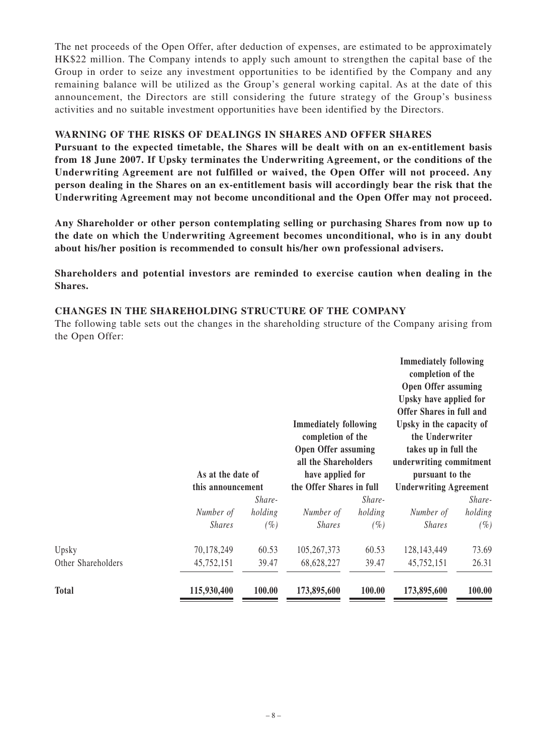The net proceeds of the Open Offer, after deduction of expenses, are estimated to be approximately HK$22 million. The Company intends to apply such amount to strengthen the capital base of the Group in order to seize any investment opportunities to be identified by the Company and any remaining balance will be utilized as the Group's general working capital. As at the date of this announcement, the Directors are still considering the future strategy of the Group's business activities and no suitable investment opportunities have been identified by the Directors.

## WARNING OF THE RISKS OF DEALINGS IN SHARES AND OFFER SHARES

**Pursuant to the expected timetable, the Shares will be dealt with on an ex-entitlement basis from 18 June 2007. If Upsky terminates the Underwriting Agreement, or the conditions of the Underwriting Agreement are not fulfilled or waived, the Open Offer will not proceed. Any person dealing in the Shares on an ex-entitlement basis will accordingly bear the risk that the Underwriting Agreement may not become unconditional and the Open Offer may not proceed.**

**Any Shareholder or other person contemplating selling or purchasing Shares from now up to the date on which the Underwriting Agreement becomes unconditional, who is in any doubt about his/her position is recommended to consult his/her own professional advisers.**

**Shareholders and potential investors are reminded to exercise caution when dealing in the Shares.**

## CHANGES IN THE SHAREHOLDING STRUCTURE OF THE COMPANY

The following table sets out the changes in the shareholding structure of the Company arising from the Open Offer:

| | As at the date of this announcement | | Immediately following completion of the Open Offer assuming all the Shareholders have applied for the Offer Shares in full | | Immediately following completion of the Open Offer assuming Upsky have applied for Offer Shares in full and Upsky in the capacity of the Underwriter takes up in full the underwriting commitment pursuant to the Underwriting Agreement | |
|---|---|---|---|---|---|---|
| | *Number of Shares* | *Shareholding (%)* | *Number of Shares* | *Shareholding (%)* | *Number of Shares* | *Shareholding (%)* |
| Upsky | 70,178,249 | 60.53 | 105,267,373 | 60.53 | 128,143,449 | 73.69 |
| Other Shareholders | 45,752,151 | 39.47 | 68,628,227 | 39.47 | 45,752,151 | 26.31 |
| **Total** | **115,930,400** | **100.00** | **173,895,600** | **100.00** | **173,895,600** | **100.00** |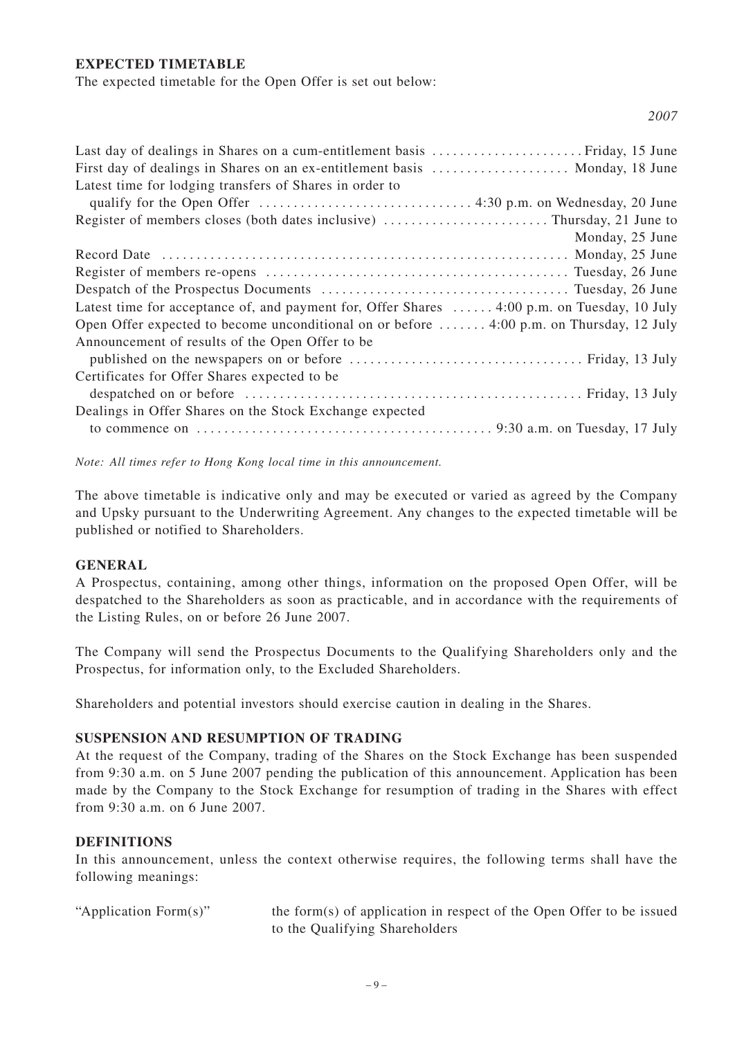## EXPECTED TIMETABLE

The expected timetable for the Open Offer is set out below:

| | 2007 |
|---|---|
| Last day of dealings in Shares on a cum-entitlement basis | Friday, 15 June |
| First day of dealings in Shares on an ex-entitlement basis | Monday, 18 June |
| Latest time for lodging transfers of Shares in order to qualify for the Open Offer | 4:30 p.m. on Wednesday, 20 June |
| Register of members closes (both dates inclusive) | Thursday, 21 June to Monday, 25 June |
| Record Date | Monday, 25 June |
| Register of members re-opens | Tuesday, 26 June |
| Despatch of the Prospectus Documents | Tuesday, 26 June |
| Latest time for acceptance of, and payment for, Offer Shares | 4:00 p.m. on Tuesday, 10 July |
| Open Offer expected to become unconditional on or before | 4:00 p.m. on Thursday, 12 July |
| Announcement of results of the Open Offer to be published on the newspapers on or before | Friday, 13 July |
| Certificates for Offer Shares expected to be despatched on or before | Friday, 13 July |
| Dealings in Offer Shares on the Stock Exchange expected to commence on | 9:30 a.m. on Tuesday, 17 July |

*Note: All times refer to Hong Kong local time in this announcement.*

The above timetable is indicative only and may be executed or varied as agreed by the Company and Upsky pursuant to the Underwriting Agreement. Any changes to the expected timetable will be published or notified to Shareholders.

## GENERAL

A Prospectus, containing, among other things, information on the proposed Open Offer, will be despatched to the Shareholders as soon as practicable, and in accordance with the requirements of the Listing Rules, on or before 26 June 2007.

The Company will send the Prospectus Documents to the Qualifying Shareholders only and the Prospectus, for information only, to the Excluded Shareholders.

Shareholders and potential investors should exercise caution in dealing in the Shares.

## SUSPENSION AND RESUMPTION OF TRADING

At the request of the Company, trading of the Shares on the Stock Exchange has been suspended from 9:30 a.m. on 5 June 2007 pending the publication of this announcement. Application has been made by the Company to the Stock Exchange for resumption of trading in the Shares with effect from 9:30 a.m. on 6 June 2007.

## DEFINITIONS

In this announcement, unless the context otherwise requires, the following terms shall have the following meanings:

| | |
|---|---|
| "Application Form(s)" | the form(s) of application in respect of the Open Offer to be issued to the Qualifying Shareholders |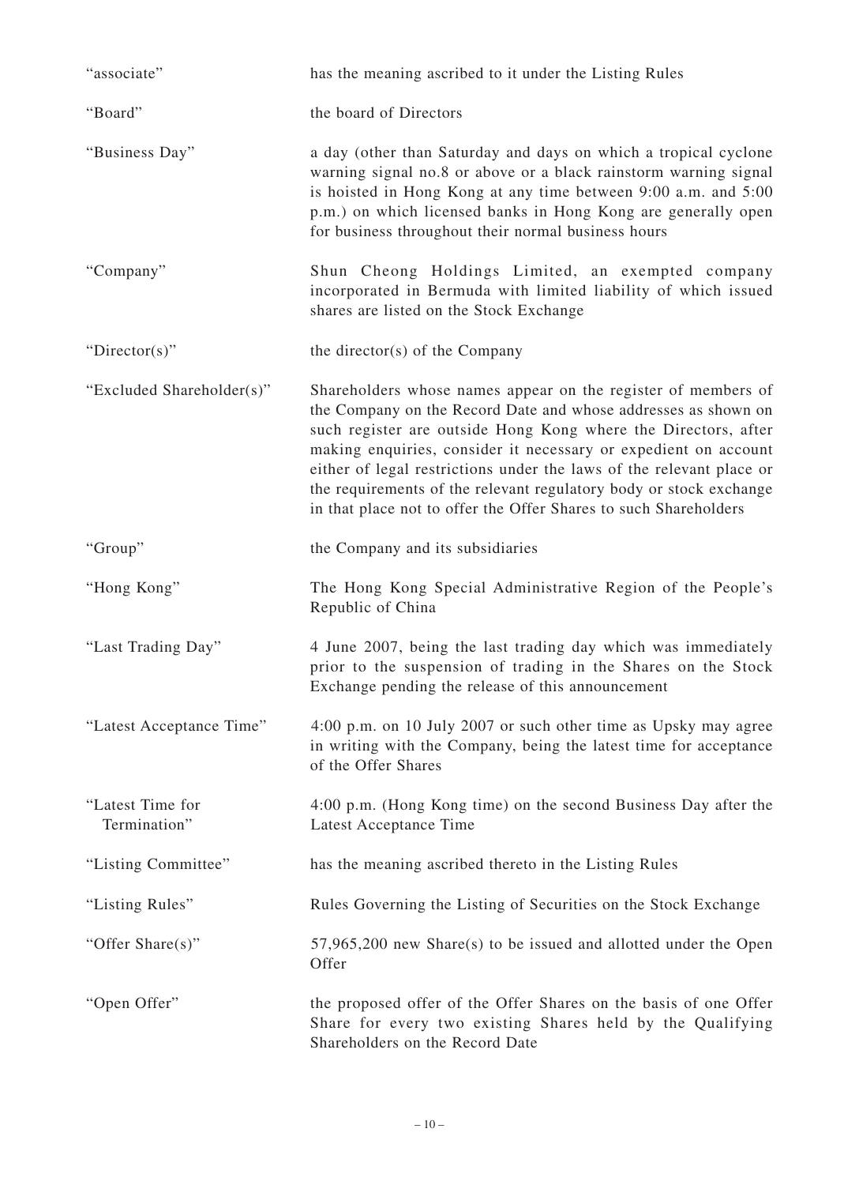| | |
|---|---|
| "associate" | has the meaning ascribed to it under the Listing Rules |
| "Board" | the board of Directors |
| "Business Day" | a day (other than Saturday and days on which a tropical cyclone warning signal no.8 or above or a black rainstorm warning signal is hoisted in Hong Kong at any time between 9:00 a.m. and 5:00 p.m.) on which licensed banks in Hong Kong are generally open for business throughout their normal business hours |
| "Company" | Shun Cheong Holdings Limited, an exempted company incorporated in Bermuda with limited liability of which issued shares are listed on the Stock Exchange |
| "Director(s)" | the director(s) of the Company |
| "Excluded Shareholder(s)" | Shareholders whose names appear on the register of members of the Company on the Record Date and whose addresses as shown on such register are outside Hong Kong where the Directors, after making enquiries, consider it necessary or expedient on account either of legal restrictions under the laws of the relevant place or the requirements of the relevant regulatory body or stock exchange in that place not to offer the Offer Shares to such Shareholders |
| "Group" | the Company and its subsidiaries |
| "Hong Kong" | The Hong Kong Special Administrative Region of the People's Republic of China |
| "Last Trading Day" | 4 June 2007, being the last trading day which was immediately prior to the suspension of trading in the Shares on the Stock Exchange pending the release of this announcement |
| "Latest Acceptance Time" | 4:00 p.m. on 10 July 2007 or such other time as Upsky may agree in writing with the Company, being the latest time for acceptance of the Offer Shares |
| "Latest Time for Termination" | 4:00 p.m. (Hong Kong time) on the second Business Day after the Latest Acceptance Time |
| "Listing Committee" | has the meaning ascribed thereto in the Listing Rules |
| "Listing Rules" | Rules Governing the Listing of Securities on the Stock Exchange |
| "Offer Share(s)" | 57,965,200 new Share(s) to be issued and allotted under the Open Offer |
| "Open Offer" | the proposed offer of the Offer Shares on the basis of one Offer Share for every two existing Shares held by the Qualifying Shareholders on the Record Date |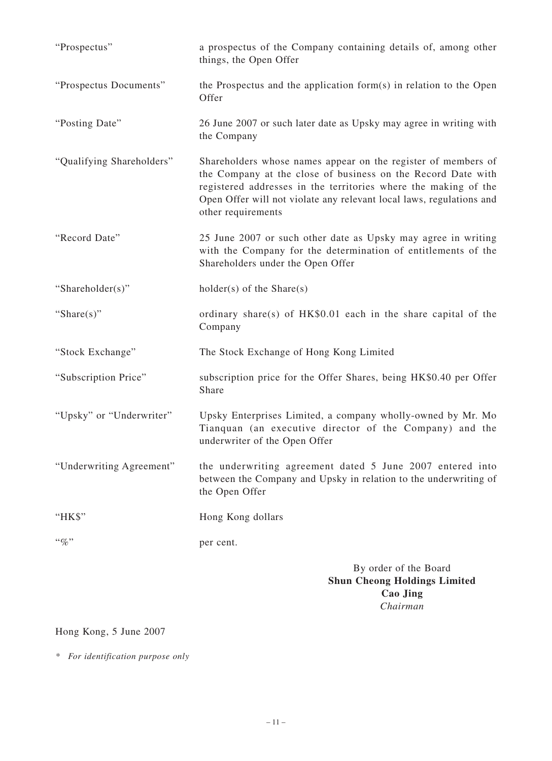| | |
|---|---|
| "Prospectus" | a prospectus of the Company containing details of, among other things, the Open Offer |
| "Prospectus Documents" | the Prospectus and the application form(s) in relation to the Open Offer |
| "Posting Date" | 26 June 2007 or such later date as Upsky may agree in writing with the Company |
| "Qualifying Shareholders" | Shareholders whose names appear on the register of members of the Company at the close of business on the Record Date with registered addresses in the territories where the making of the Open Offer will not violate any relevant local laws, regulations and other requirements |
| "Record Date" | 25 June 2007 or such other date as Upsky may agree in writing with the Company for the determination of entitlements of the Shareholders under the Open Offer |
| "Shareholder(s)" | holder(s) of the Share(s) |
| "Share(s)" | ordinary share(s) of HK$0.01 each in the share capital of the Company |
| "Stock Exchange" | The Stock Exchange of Hong Kong Limited |
| "Subscription Price" | subscription price for the Offer Shares, being HK$0.40 per Offer Share |
| "Upsky" or "Underwriter" | Upsky Enterprises Limited, a company wholly-owned by Mr. Mo Tianquan (an executive director of the Company) and the underwriter of the Open Offer |
| "Underwriting Agreement" | the underwriting agreement dated 5 June 2007 entered into between the Company and Upsky in relation to the underwriting of the Open Offer |
| "HK$" | Hong Kong dollars |
| "%" | per cent. |

By order of the Board
**Shun Cheong Holdings Limited**
**Cao Jing**
*Chairman*

Hong Kong, 5 June 2007

\* *For identification purpose only*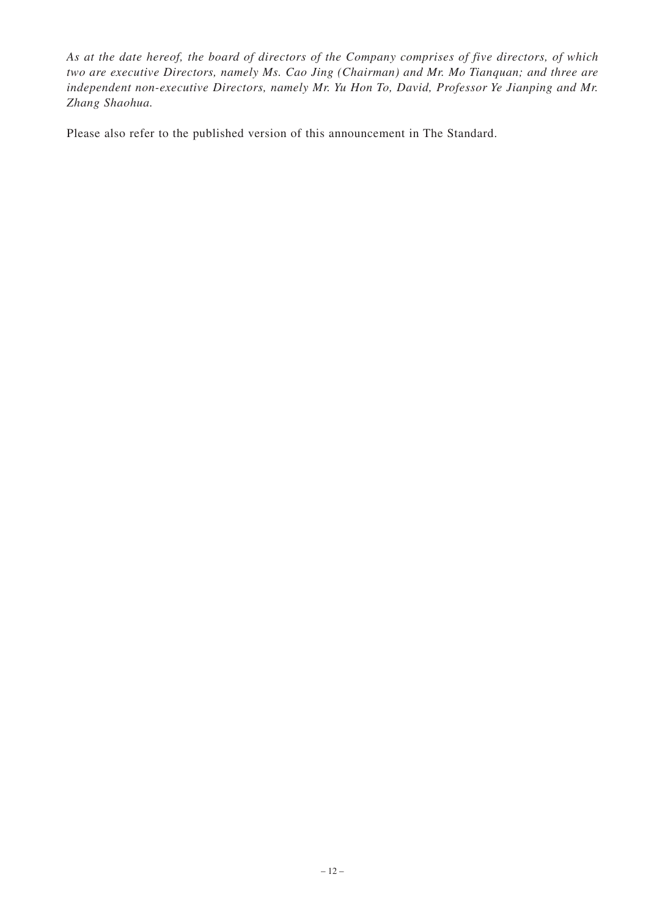*As at the date hereof, the board of directors of the Company comprises of five directors, of which two are executive Directors, namely Ms. Cao Jing (Chairman) and Mr. Mo Tianquan; and three are independent non-executive Directors, namely Mr. Yu Hon To, David, Professor Ye Jianping and Mr. Zhang Shaohua.*

Please also refer to the published version of this announcement in The Standard.